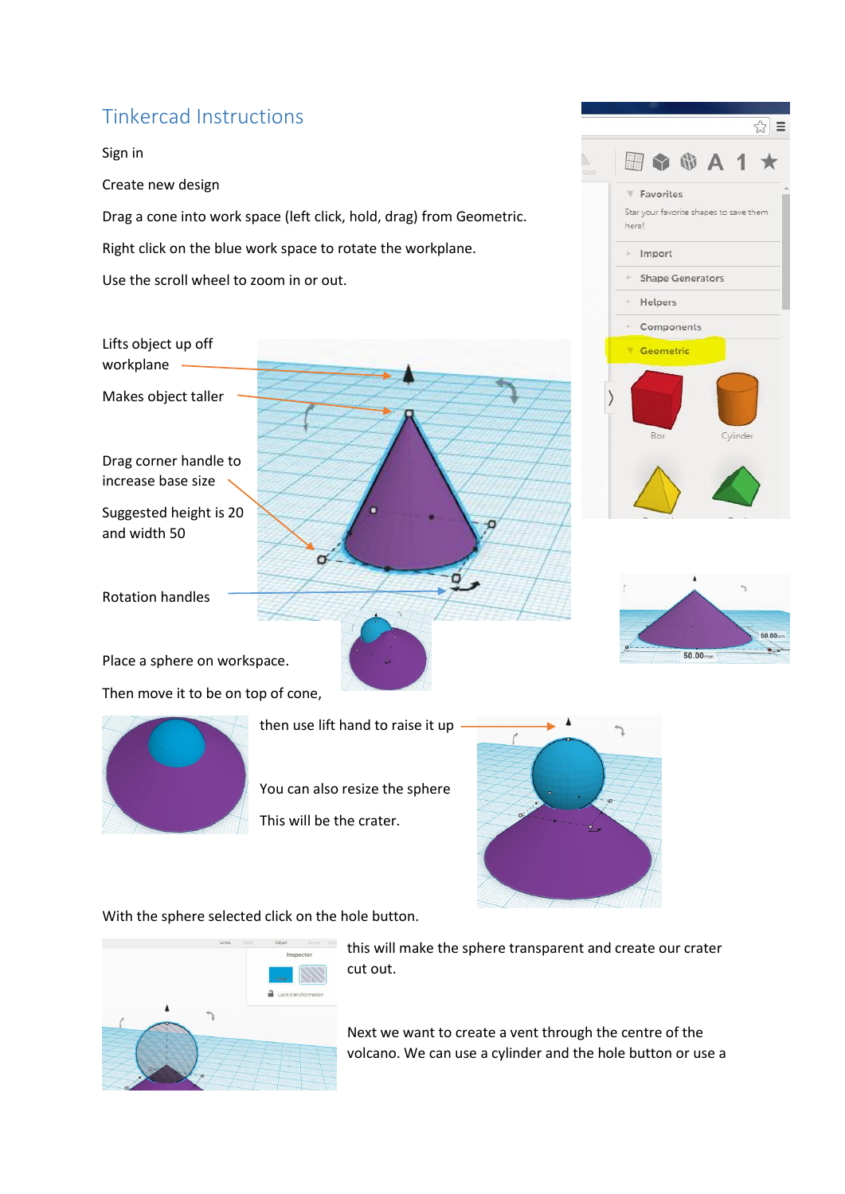# Tinkercad Instructions

Sign in

Create new design

Drag a cone into work space (left click, hold, drag) from Geometric.

Right click on the blue work space to rotate the workplane.

Use the scroll wheel to zoom in or out.

Lifts object up off workplane

Makes object taller

Drag corner handle to increase base size

Suggested height is 20 and width 50

Rotation handles

Place a sphere on workspace.

Then move it to be on top of cone,

then use lift hand to raise it up

You can also resize the sphere

This will be the crater.

With the sphere selected click on the hole button.

this will make the sphere transparent and create our crater cut out.

Next we want to create a vent through the centre of the volcano. We can use a cylinder and the hole button or use a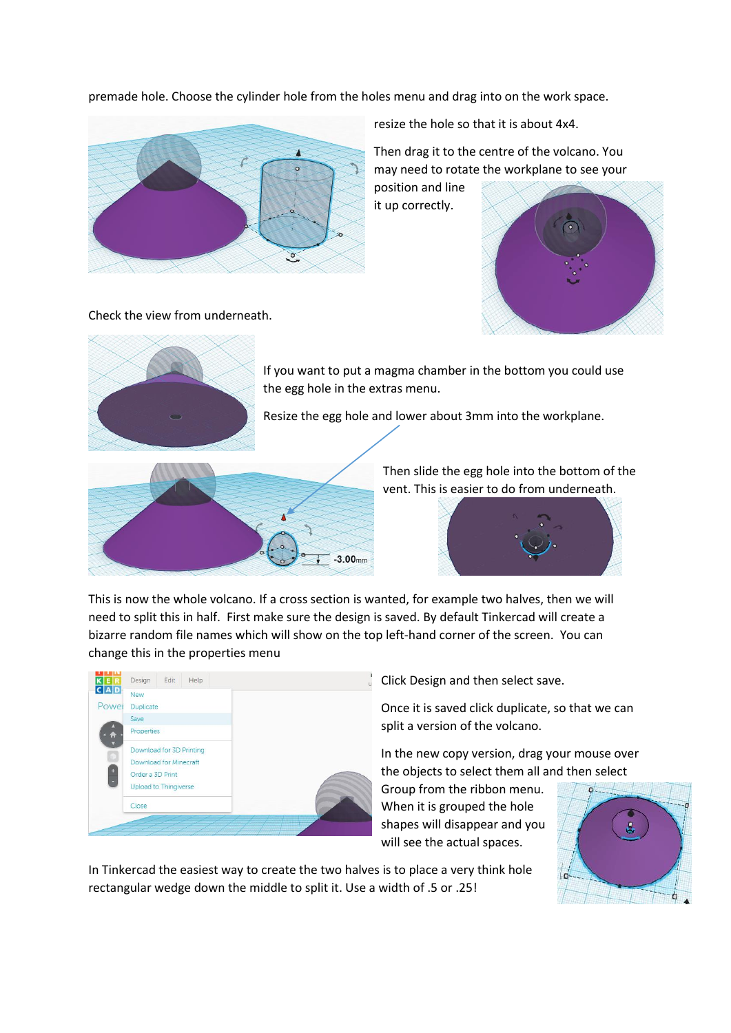premade hole. Choose the cylinder hole from the holes menu and drag into on the work space.

resize the hole so that it is about 4x4.

Then drag it to the centre of the volcano. You may need to rotate the workplane to see your position and line it up correctly.

Check the view from underneath.

If you want to put a magma chamber in the bottom you could use the egg hole in the extras menu.

Resize the egg hole and lower about 3mm into the workplane.

Then slide the egg hole into the bottom of the vent. This is easier to do from underneath.

This is now the whole volcano. If a cross section is wanted, for example two halves, then we will need to split this in half. First make sure the design is saved. By default Tinkercad will create a bizarre random file names which will show on the top left-hand corner of the screen. You can change this in the properties menu

Click Design and then select save.

Once it is saved click duplicate, so that we can split a version of the volcano.

In the new copy version, drag your mouse over the objects to select them all and then select Group from the ribbon menu. When it is grouped the hole shapes will disappear and you will see the actual spaces.

In Tinkercad the easiest way to create the two halves is to place a very think hole rectangular wedge down the middle to split it. Use a width of .5 or .25!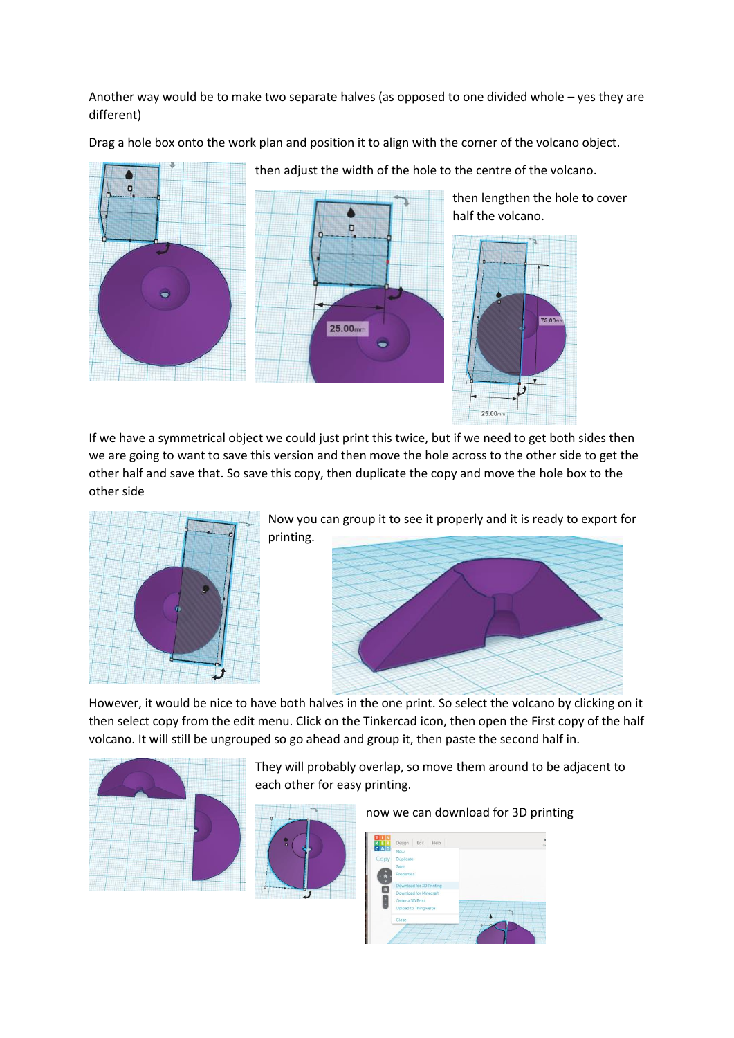Another way would be to make two separate halves (as opposed to one divided whole – yes they are different)

Drag a hole box onto the work plan and position it to align with the corner of the volcano object.

then adjust the width of the hole to the centre of the volcano.

then lengthen the hole to cover half the volcano.

If we have a symmetrical object we could just print this twice, but if we need to get both sides then we are going to want to save this version and then move the hole across to the other side to get the other half and save that. So save this copy, then duplicate the copy and move the hole box to the other side

Now you can group it to see it properly and it is ready to export for printing.

However, it would be nice to have both halves in the one print. So select the volcano by clicking on it then select copy from the edit menu. Click on the Tinkercad icon, then open the First copy of the half volcano. It will still be ungrouped so go ahead and group it, then paste the second half in.

They will probably overlap, so move them around to be adjacent to each other for easy printing.

now we can download for 3D printing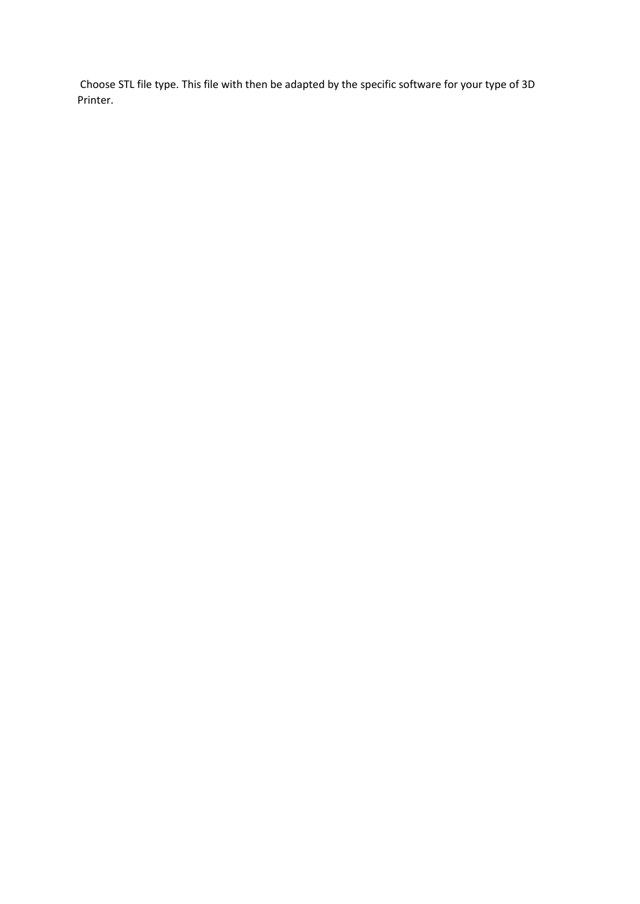Choose STL file type. This file with then be adapted by the specific software for your type of 3D Printer.